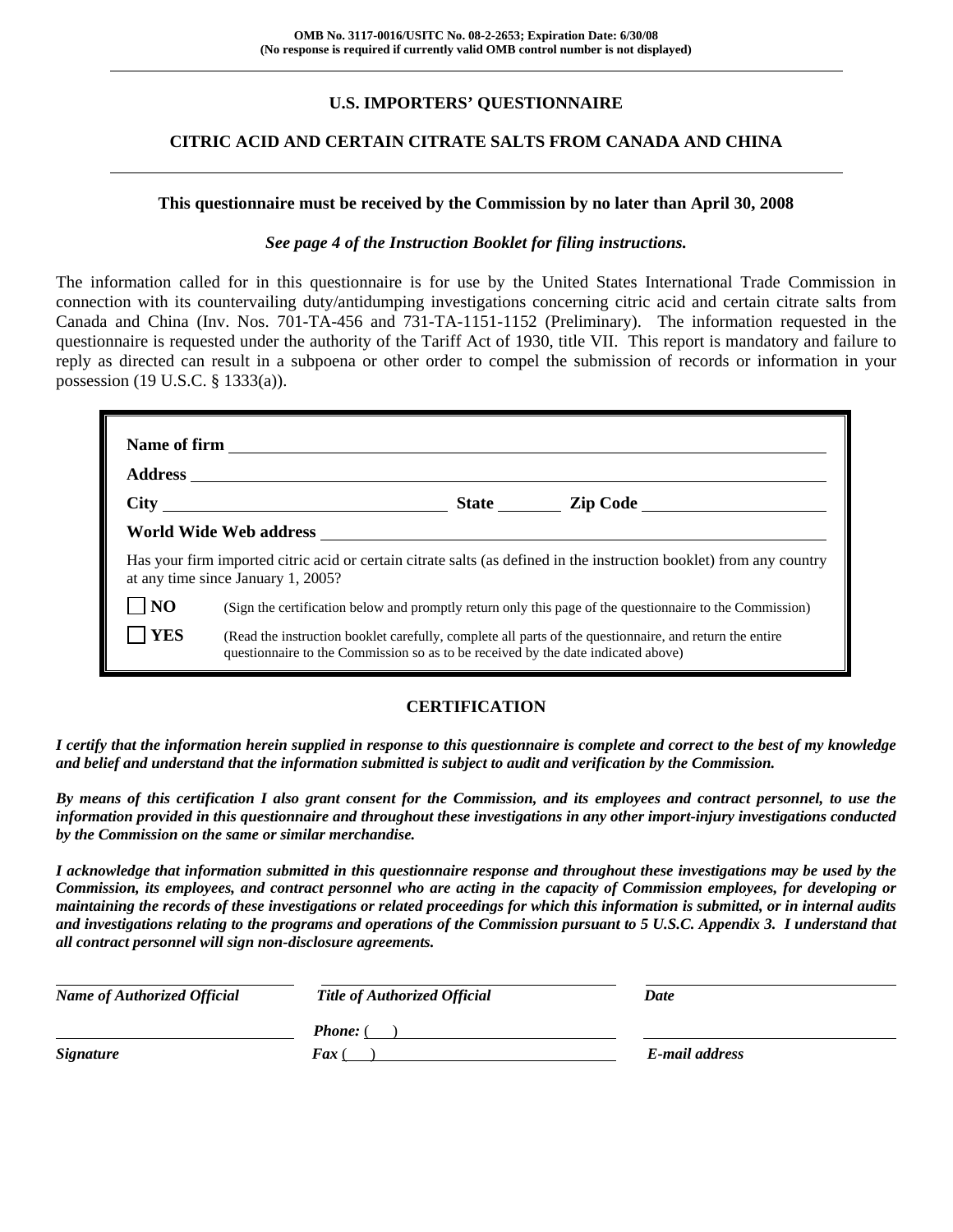**OMB No. 3117-0016/USITC No. 08-2-2653; Expiration Date: 6/30/08**
**(No response is required if currently valid OMB control number is not displayed)**

# U.S. IMPORTERS' QUESTIONNAIRE

## CITRIC ACID AND CERTAIN CITRATE SALTS FROM CANADA AND CHINA

**This questionnaire must be received by the Commission by no later than April 30, 2008**

***See page 4 of the Instruction Booklet for filing instructions.***

The information called for in this questionnaire is for use by the United States International Trade Commission in connection with its countervailing duty/antidumping investigations concerning citric acid and certain citrate salts from Canada and China (Inv. Nos. 701-TA-456 and 731-TA-1151-1152 (Preliminary). The information requested in the questionnaire is requested under the authority of the Tariff Act of 1930, title VII. This report is mandatory and failure to reply as directed can result in a subpoena or other order to compel the submission of records or information in your possession (19 U.S.C. § 1333(a)).

**Name of firm** \_\_\_\_\_\_\_\_\_\_\_\_\_\_\_\_\_\_\_\_\_\_\_\_\_\_\_\_\_\_

**Address** \_\_\_\_\_\_\_\_\_\_\_\_\_\_\_\_\_\_\_\_\_\_\_\_\_\_\_\_\_\_

**City** \_\_\_\_\_\_\_\_\_\_\_\_\_\_\_\_ **State** \_\_\_\_\_\_ **Zip Code** \_\_\_\_\_\_\_\_\_\_\_\_

**World Wide Web address** \_\_\_\_\_\_\_\_\_\_\_\_\_\_\_\_\_\_\_\_\_\_\_\_\_\_\_\_\_\_

Has your firm imported citric acid or certain citrate salts (as defined in the instruction booklet) from any country at any time since January 1, 2005?

☐ **NO** (Sign the certification below and promptly return only this page of the questionnaire to the Commission)

☐ **YES** (Read the instruction booklet carefully, complete all parts of the questionnaire, and return the entire questionnaire to the Commission so as to be received by the date indicated above)

## CERTIFICATION

***I certify that the information herein supplied in response to this questionnaire is complete and correct to the best of my knowledge and belief and understand that the information submitted is subject to audit and verification by the Commission.***

***By means of this certification I also grant consent for the Commission, and its employees and contract personnel, to use the information provided in this questionnaire and throughout these investigations in any other import-injury investigations conducted by the Commission on the same or similar merchandise.***

***I acknowledge that information submitted in this questionnaire response and throughout these investigations may be used by the Commission, its employees, and contract personnel who are acting in the capacity of Commission employees, for developing or maintaining the records of these investigations or related proceedings for which this information is submitted, or in internal audits and investigations relating to the programs and operations of the Commission pursuant to 5 U.S.C. Appendix 3. I understand that all contract personnel will sign non-disclosure agreements.***

| | | |
|---|---|---|
| \_\_\_\_\_\_\_\_\_\_\_\_\_\_\_\_ | \_\_\_\_\_\_\_\_\_\_\_\_\_\_\_\_ | \_\_\_\_\_\_\_\_\_\_\_\_\_\_\_\_ |
| ***Name of Authorized Official*** | ***Title of Authorized Official*** | ***Date*** |
| \_\_\_\_\_\_\_\_\_\_\_\_\_\_\_\_ | ***Phone:*** ( ) | \_\_\_\_\_\_\_\_\_\_\_\_\_\_\_\_ |
| ***Signature*** | ***Fax*** ( ) | ***E-mail address*** |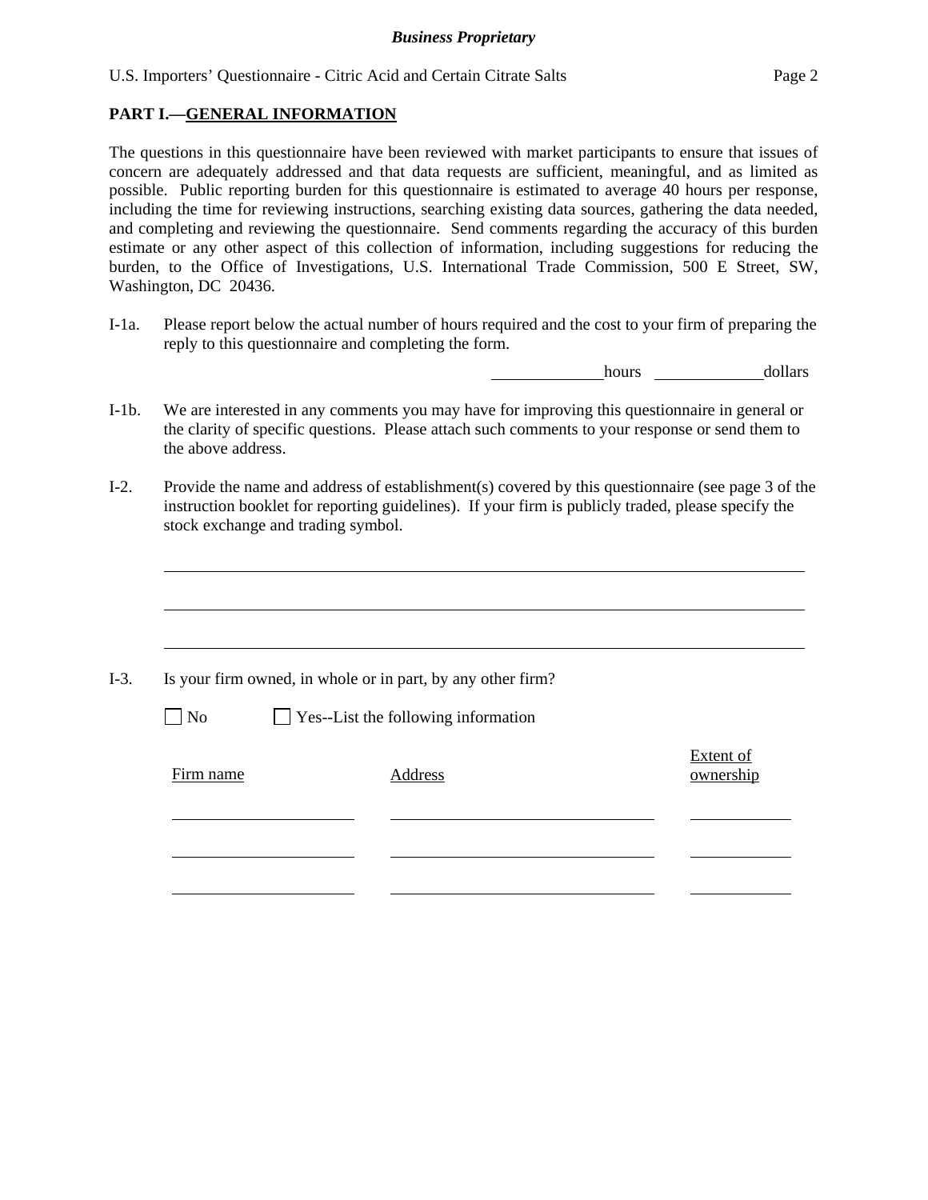## PART I.—GENERAL INFORMATION

The questions in this questionnaire have been reviewed with market participants to ensure that issues of concern are adequately addressed and that data requests are sufficient, meaningful, and as limited as possible. Public reporting burden for this questionnaire is estimated to average 40 hours per response, including the time for reviewing instructions, searching existing data sources, gathering the data needed, and completing and reviewing the questionnaire. Send comments regarding the accuracy of this burden estimate or any other aspect of this collection of information, including suggestions for reducing the burden, to the Office of Investigations, U.S. International Trade Commission, 500 E Street, SW, Washington, DC 20436.

I-1a. Please report below the actual number of hours required and the cost to your firm of preparing the reply to this questionnaire and completing the form.

______________ hours ______________ dollars

I-1b. We are interested in any comments you may have for improving this questionnaire in general or the clarity of specific questions. Please attach such comments to your response or send them to the above address.

I-2. Provide the name and address of establishment(s) covered by this questionnaire (see page 3 of the instruction booklet for reporting guidelines). If your firm is publicly traded, please specify the stock exchange and trading symbol.

________________________________________________________________________________

________________________________________________________________________________

________________________________________________________________________________

I-3. Is your firm owned, in whole or in part, by any other firm?

☐ No ☐ Yes--List the following information

| Firm name | Address | Extent of ownership |
|---|---|---|
| | | |
| | | |
| | | |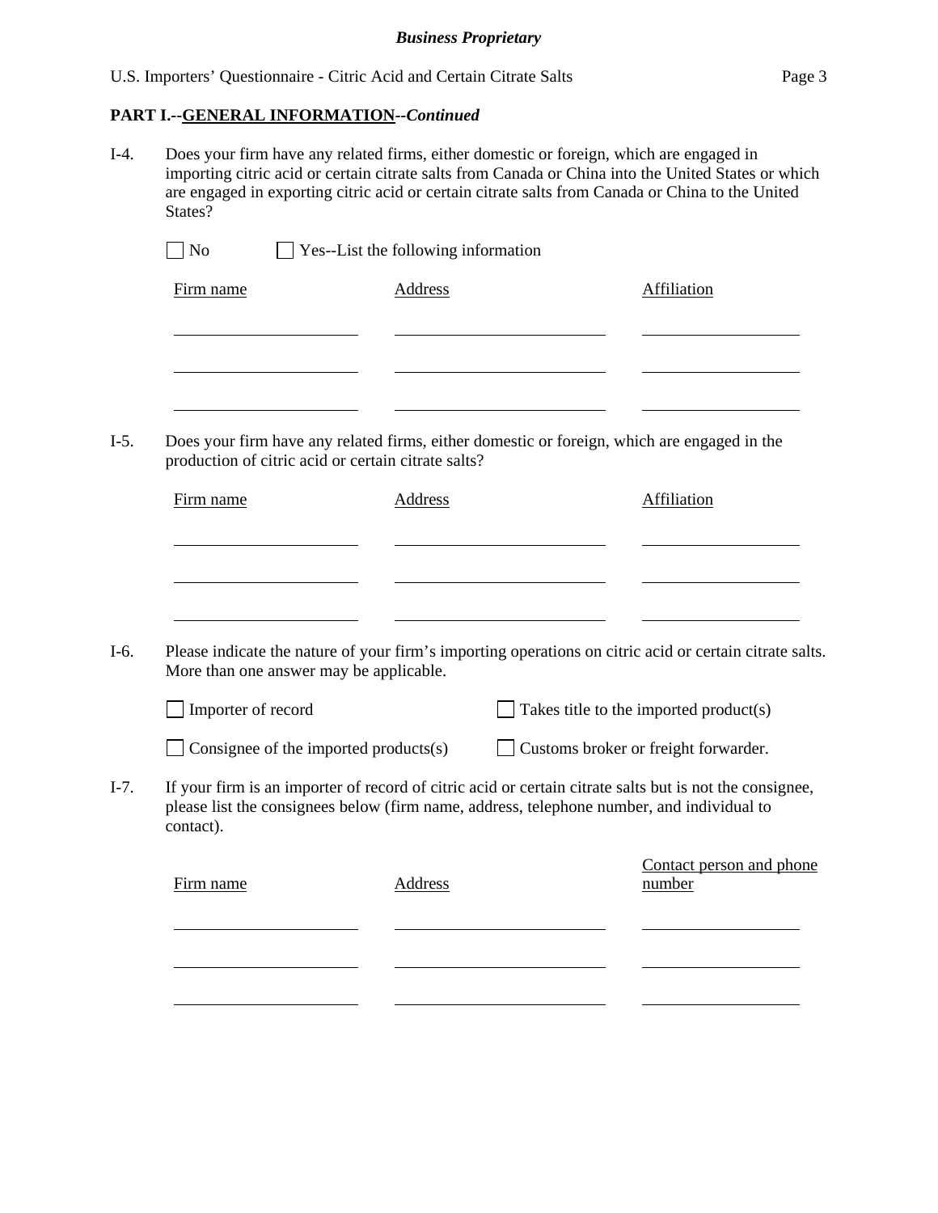*Business Proprietary*

## PART I.--GENERAL INFORMATION--*Continued*

I-4. Does your firm have any related firms, either domestic or foreign, which are engaged in importing citric acid or certain citrate salts from Canada or China into the United States or which are engaged in exporting citric acid or certain citrate salts from Canada or China to the United States?

☐ No ☐ Yes--List the following information

| Firm name | Address | Affiliation |
|---|---|---|
| | | |
| | | |
| | | |

I-5. Does your firm have any related firms, either domestic or foreign, which are engaged in the production of citric acid or certain citrate salts?

| Firm name | Address | Affiliation |
|---|---|---|
| | | |
| | | |
| | | |

I-6. Please indicate the nature of your firm's importing operations on citric acid or certain citrate salts. More than one answer may be applicable.

☐ Importer of record ☐ Takes title to the imported product(s)

☐ Consignee of the imported products(s) ☐ Customs broker or freight forwarder.

I-7. If your firm is an importer of record of citric acid or certain citrate salts but is not the consignee, please list the consignees below (firm name, address, telephone number, and individual to contact).

| Firm name | Address | Contact person and phone number |
|---|---|---|
| | | |
| | | |
| | | |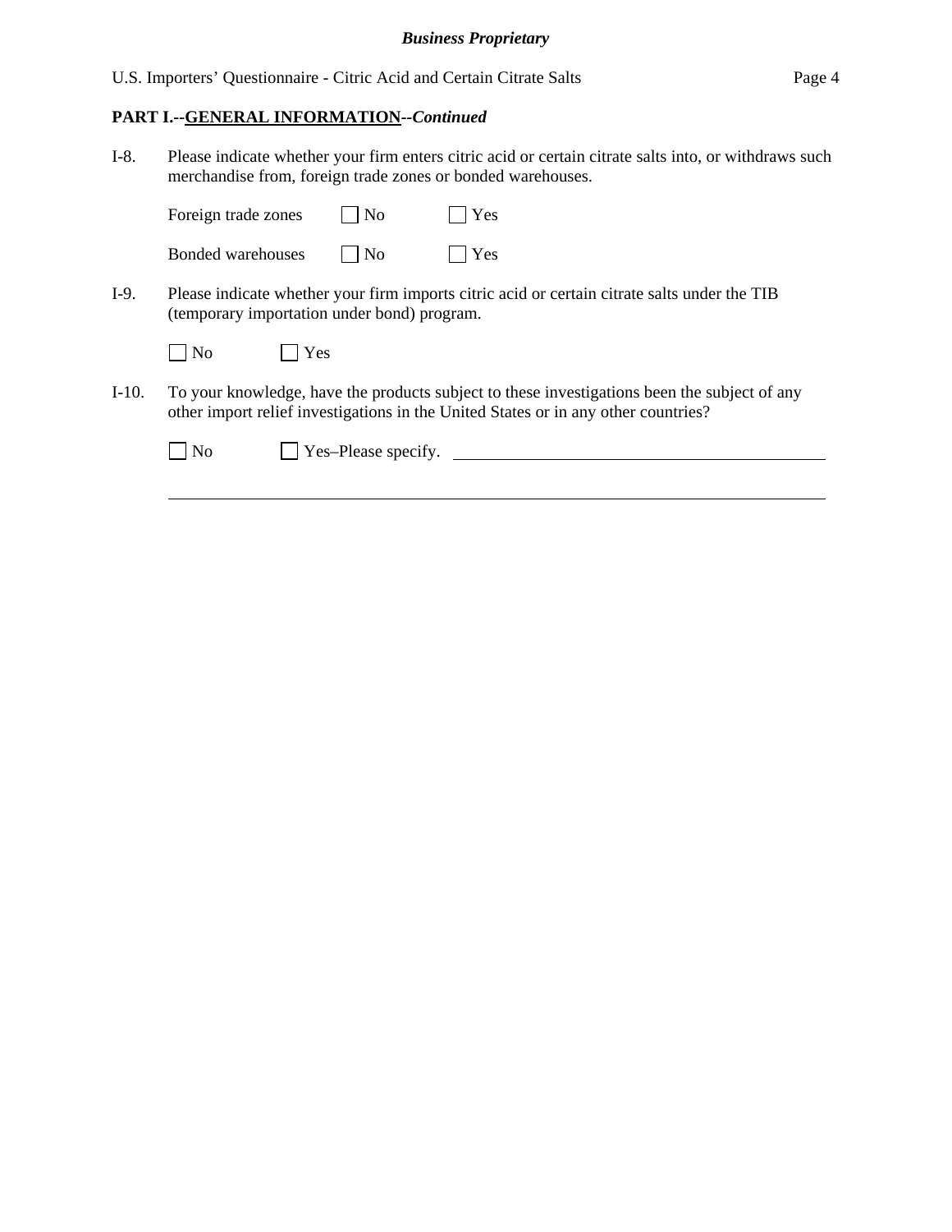**PART I.--GENERAL INFORMATION--*Continued***

I-8. Please indicate whether your firm enters citric acid or certain citrate salts into, or withdraws such merchandise from, foreign trade zones or bonded warehouses.

Foreign trade zones ☐ No ☐ Yes

Bonded warehouses ☐ No ☐ Yes

I-9. Please indicate whether your firm imports citric acid or certain citrate salts under the TIB (temporary importation under bond) program.

☐ No ☐ Yes

I-10. To your knowledge, have the products subject to these investigations been the subject of any other import relief investigations in the United States or in any other countries?

☐ No ☐ Yes–Please specify. ______________________________________________

______________________________________________________________________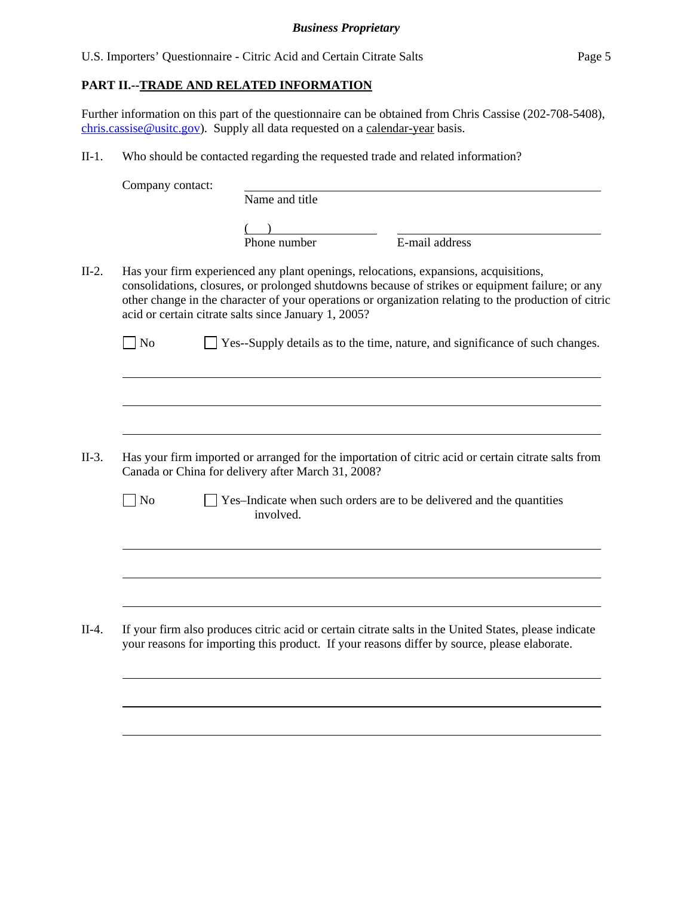*Business Proprietary*

## PART II.--TRADE AND RELATED INFORMATION

Further information on this part of the questionnaire can be obtained from Chris Cassise (202-708-5408), chris.cassise@usitc.gov). Supply all data requested on a calendar-year basis.

II-1. Who should be contacted regarding the requested trade and related information?

Company contact: ______________________________
Name and title

(   ) ____________________ ______________________________
Phone number E-mail address

II-2. Has your firm experienced any plant openings, relocations, expansions, acquisitions, consolidations, closures, or prolonged shutdowns because of strikes or equipment failure; or any other change in the character of your operations or organization relating to the production of citric acid or certain citrate salts since January 1, 2005?

☐ No ☐ Yes--Supply details as to the time, nature, and significance of such changes.

______________________________________________________________________

______________________________________________________________________

______________________________________________________________________

II-3. Has your firm imported or arranged for the importation of citric acid or certain citrate salts from Canada or China for delivery after March 31, 2008?

☐ No ☐ Yes–Indicate when such orders are to be delivered and the quantities involved.

______________________________________________________________________

______________________________________________________________________

______________________________________________________________________

II-4. If your firm also produces citric acid or certain citrate salts in the United States, please indicate your reasons for importing this product. If your reasons differ by source, please elaborate.

______________________________________________________________________

______________________________________________________________________

______________________________________________________________________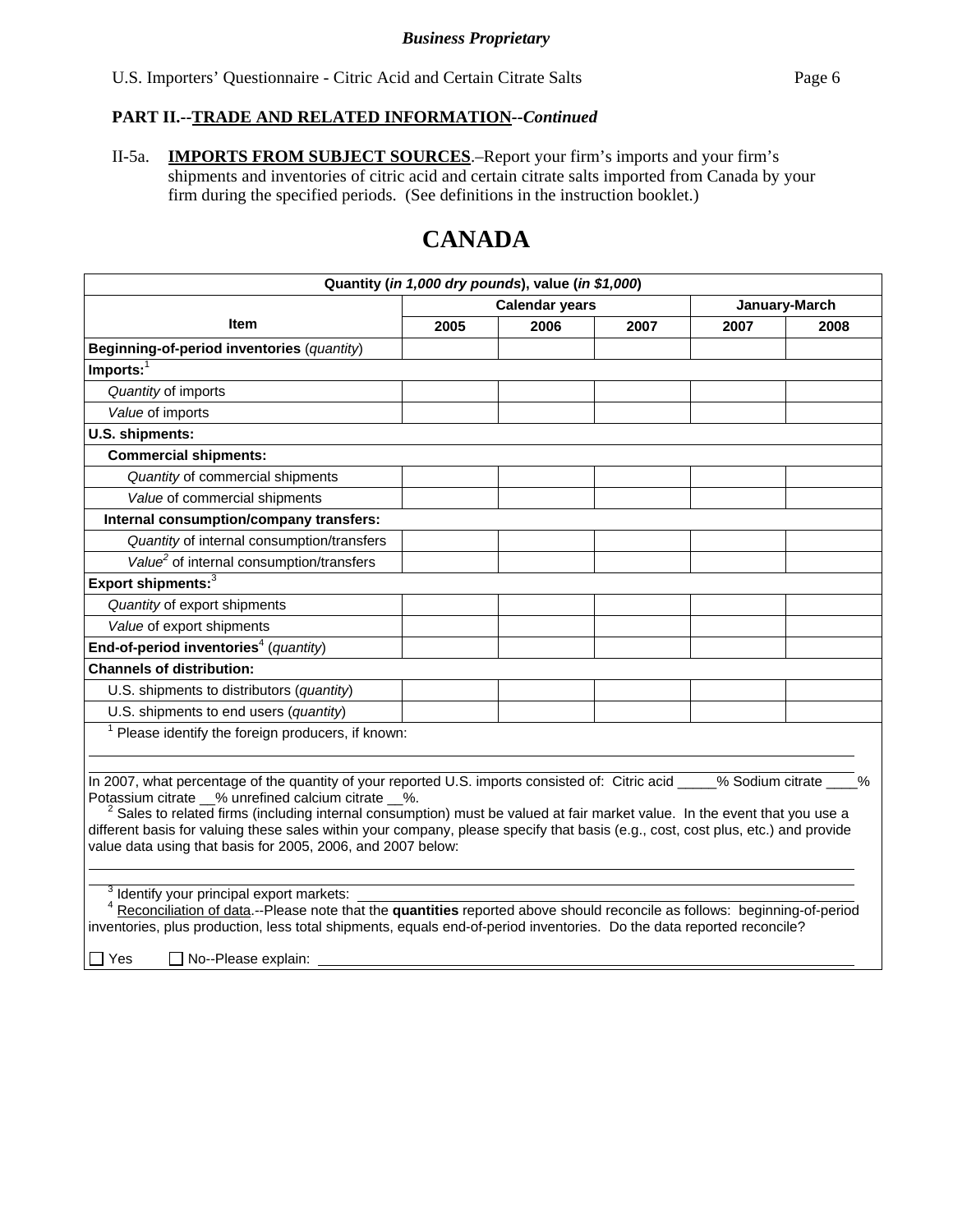*Business Proprietary*

U.S. Importers' Questionnaire - Citric Acid and Certain Citrate Salts

**PART II.--TRADE AND RELATED INFORMATION--*Continued***

II-5a. **IMPORTS FROM SUBJECT SOURCES**.–Report your firm's imports and your firm's shipments and inventories of citric acid and certain citrate salts imported from Canada by your firm during the specified periods. (See definitions in the instruction booklet.)

# CANADA

| Quantity (*in 1,000 dry pounds*), value (*in $1,000*) | | | | | |
|---|---|---|---|---|---|
| **Item** | **Calendar years** | | | **January-March** | |
| | **2005** | **2006** | **2007** | **2007** | **2008** |
| **Beginning-of-period inventories** (*quantity*) | | | | | |
| **Imports:**[1] | | | | | |
| *Quantity* of imports | | | | | |
| *Value* of imports | | | | | |
| **U.S. shipments:** | | | | | |
| **Commercial shipments:** | | | | | |
| *Quantity* of commercial shipments | | | | | |
| *Value* of commercial shipments | | | | | |
| **Internal consumption/company transfers:** | | | | | |
| *Quantity* of internal consumption/transfers | | | | | |
| *Value*[2] of internal consumption/transfers | | | | | |
| **Export shipments:**[3] | | | | | |
| *Quantity* of export shipments | | | | | |
| *Value* of export shipments | | | | | |
| **End-of-period inventories**[4] (*quantity*) | | | | | |
| **Channels of distribution:** | | | | | |
| U.S. shipments to distributors (*quantity*) | | | | | |
| U.S. shipments to end users (*quantity*) | | | | | |

[1] Please identify the foreign producers, if known: ______________________________

In 2007, what percentage of the quantity of your reported U.S. imports consisted of: Citric acid _____% Sodium citrate ____% Potassium citrate __% unrefined calcium citrate __%.

[2] Sales to related firms (including internal consumption) must be valued at fair market value. In the event that you use a different basis for valuing these sales within your company, please specify that basis (e.g., cost, cost plus, etc.) and provide value data using that basis for 2005, 2006, and 2007 below:

______________________________

[3] Identify your principal export markets: ______________________________

[4] Reconciliation of data.--Please note that the **quantities** reported above should reconcile as follows: beginning-of-period inventories, plus production, less total shipments, equals end-of-period inventories. Do the data reported reconcile?

☐ Yes ☐ No--Please explain: ______________________________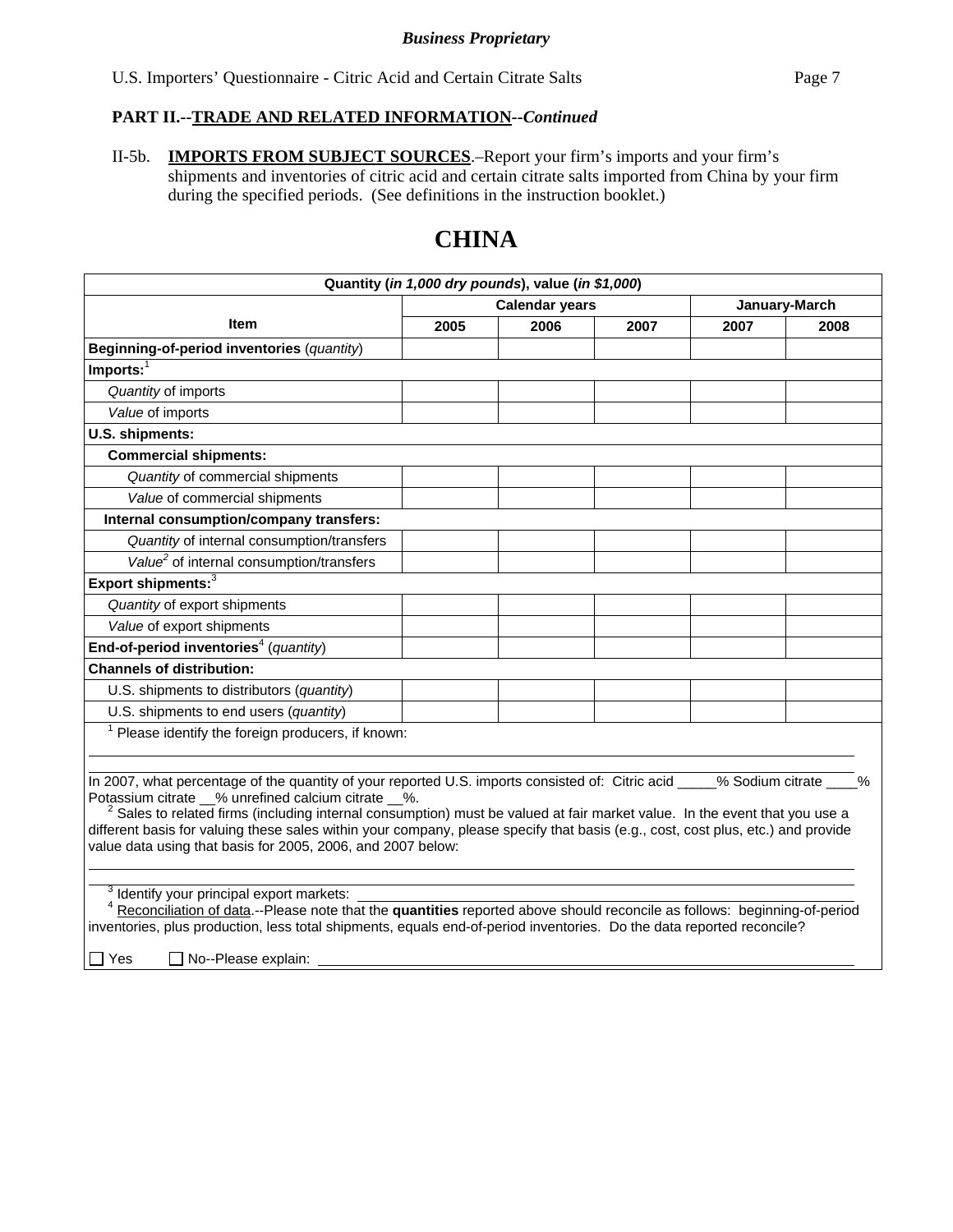*Business Proprietary*

**PART II.--TRADE AND RELATED INFORMATION--*Continued***

II-5b. **IMPORTS FROM SUBJECT SOURCES**.–Report your firm's imports and your firm's shipments and inventories of citric acid and certain citrate salts imported from China by your firm during the specified periods. (See definitions in the instruction booklet.)

# CHINA

| Quantity (*in 1,000 dry pounds*), value (*in $1,000*) | | | | | |
|---|---|---|---|---|---|
| **Item** | **Calendar years** | | | **January-March** | |
| | **2005** | **2006** | **2007** | **2007** | **2008** |
| **Beginning-of-period inventories** (*quantity*) | | | | | |
| **Imports:**[1] | | | | | |
| *Quantity* of imports | | | | | |
| *Value* of imports | | | | | |
| **U.S. shipments:** | | | | | |
| **Commercial shipments:** | | | | | |
| *Quantity* of commercial shipments | | | | | |
| *Value* of commercial shipments | | | | | |
| **Internal consumption/company transfers:** | | | | | |
| *Quantity* of internal consumption/transfers | | | | | |
| *Value*[2] of internal consumption/transfers | | | | | |
| **Export shipments:**[3] | | | | | |
| *Quantity* of export shipments | | | | | |
| *Value* of export shipments | | | | | |
| **End-of-period inventories**[4] (*quantity*) | | | | | |
| **Channels of distribution:** | | | | | |
| U.S. shipments to distributors (*quantity*) | | | | | |
| U.S. shipments to end users (*quantity*) | | | | | |

[1] Please identify the foreign producers, if known: ______________________________

In 2007, what percentage of the quantity of your reported U.S. imports consisted of: Citric acid _____% Sodium citrate ____% Potassium citrate __% unrefined calcium citrate __%.

[2] Sales to related firms (including internal consumption) must be valued at fair market value. In the event that you use a different basis for valuing these sales within your company, please specify that basis (e.g., cost, cost plus, etc.) and provide value data using that basis for 2005, 2006, and 2007 below:

______________________________

[3] Identify your principal export markets: ______________________________

[4] Reconciliation of data.--Please note that the **quantities** reported above should reconcile as follows: beginning-of-period inventories, plus production, less total shipments, equals end-of-period inventories. Do the data reported reconcile?

☐ Yes ☐ No--Please explain: ______________________________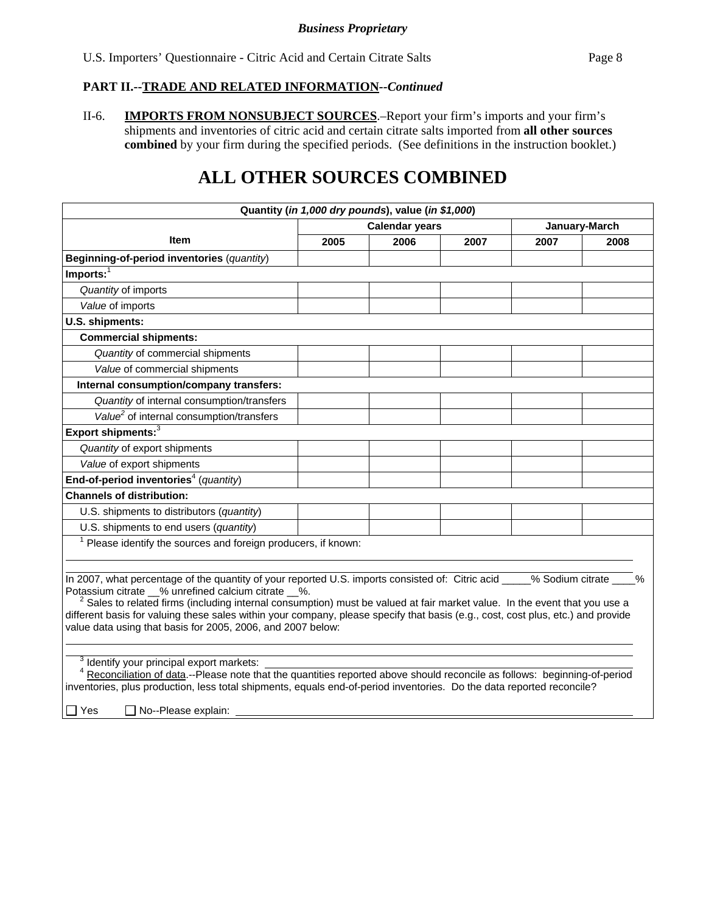*Business Proprietary*

U.S. Importers' Questionnaire - Citric Acid and Certain Citrate Salts

**PART II.--TRADE AND RELATED INFORMATION--*Continued***

II-6. **IMPORTS FROM NONSUBJECT SOURCES**.–Report your firm's imports and your firm's shipments and inventories of citric acid and certain citrate salts imported from **all other sources combined** by your firm during the specified periods. (See definitions in the instruction booklet.)

# ALL OTHER SOURCES COMBINED

| Quantity (*in 1,000 dry pounds*), value (*in $1,000*) | | | | | |
|---|---|---|---|---|---|
| **Item** | **Calendar years** | | | **January-March** | |
| | **2005** | **2006** | **2007** | **2007** | **2008** |
| **Beginning-of-period inventories** (*quantity*) | | | | | |
| **Imports:**[1] | | | | | |
| *Quantity* of imports | | | | | |
| *Value* of imports | | | | | |
| **U.S. shipments:** | | | | | |
| **Commercial shipments:** | | | | | |
| *Quantity* of commercial shipments | | | | | |
| *Value* of commercial shipments | | | | | |
| **Internal consumption/company transfers:** | | | | | |
| *Quantity* of internal consumption/transfers | | | | | |
| *Value*[2] of internal consumption/transfers | | | | | |
| **Export shipments:**[3] | | | | | |
| *Quantity* of export shipments | | | | | |
| *Value* of export shipments | | | | | |
| **End-of-period inventories**[4] (*quantity*) | | | | | |
| **Channels of distribution:** | | | | | |
| U.S. shipments to distributors (*quantity*) | | | | | |
| U.S. shipments to end users (*quantity*) | | | | | |

[1] Please identify the sources and foreign producers, if known: ______________________________

______________________________

In 2007, what percentage of the quantity of your reported U.S. imports consisted of: Citric acid _____% Sodium citrate ____% Potassium citrate __% unrefined calcium citrate __%.

[2] Sales to related firms (including internal consumption) must be valued at fair market value. In the event that you use a different basis for valuing these sales within your company, please specify that basis (e.g., cost, cost plus, etc.) and provide value data using that basis for 2005, 2006, and 2007 below:

______________________________

______________________________

[3] Identify your principal export markets: ______________________________

[4] Reconciliation of data.--Please note that the quantities reported above should reconcile as follows: beginning-of-period inventories, plus production, less total shipments, equals end-of-period inventories. Do the data reported reconcile?

☐ Yes ☐ No--Please explain: ______________________________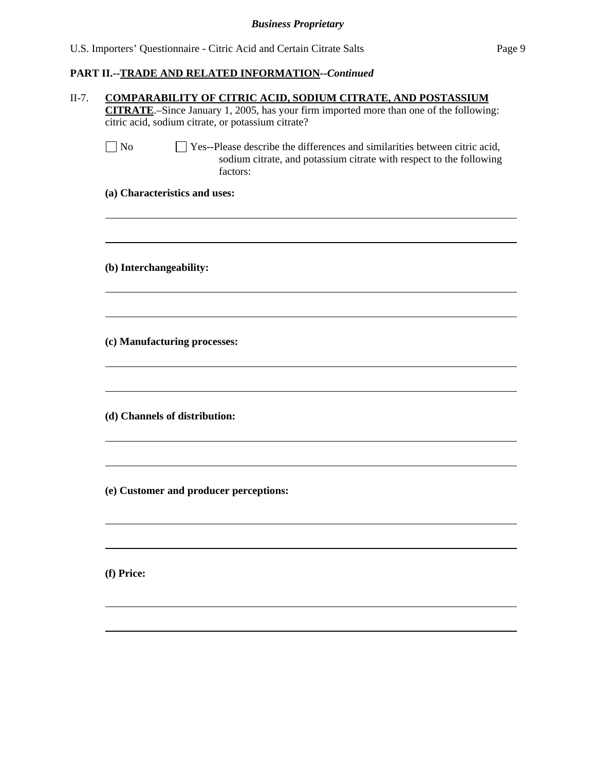**PART II.--TRADE AND RELATED INFORMATION--*Continued***

II-7. **COMPARABILITY OF CITRIC ACID, SODIUM CITRATE, AND POSTASSIUM CITRATE**.–Since January 1, 2005, has your firm imported more than one of the following: citric acid, sodium citrate, or potassium citrate?

☐ No ☐ Yes--Please describe the differences and similarities between citric acid, sodium citrate, and potassium citrate with respect to the following factors:

**(a) Characteristics and uses:**

\_\_\_\_\_\_\_\_\_\_\_\_\_\_\_\_\_\_\_\_\_\_\_\_\_\_\_\_\_\_\_\_\_\_\_\_\_\_\_\_\_\_\_\_\_\_\_\_\_\_\_\_\_\_\_\_\_\_\_\_

\_\_\_\_\_\_\_\_\_\_\_\_\_\_\_\_\_\_\_\_\_\_\_\_\_\_\_\_\_\_\_\_\_\_\_\_\_\_\_\_\_\_\_\_\_\_\_\_\_\_\_\_\_\_\_\_\_\_\_\_

**(b) Interchangeability:**

\_\_\_\_\_\_\_\_\_\_\_\_\_\_\_\_\_\_\_\_\_\_\_\_\_\_\_\_\_\_\_\_\_\_\_\_\_\_\_\_\_\_\_\_\_\_\_\_\_\_\_\_\_\_\_\_\_\_\_\_

\_\_\_\_\_\_\_\_\_\_\_\_\_\_\_\_\_\_\_\_\_\_\_\_\_\_\_\_\_\_\_\_\_\_\_\_\_\_\_\_\_\_\_\_\_\_\_\_\_\_\_\_\_\_\_\_\_\_\_\_

**(c) Manufacturing processes:**

\_\_\_\_\_\_\_\_\_\_\_\_\_\_\_\_\_\_\_\_\_\_\_\_\_\_\_\_\_\_\_\_\_\_\_\_\_\_\_\_\_\_\_\_\_\_\_\_\_\_\_\_\_\_\_\_\_\_\_\_

\_\_\_\_\_\_\_\_\_\_\_\_\_\_\_\_\_\_\_\_\_\_\_\_\_\_\_\_\_\_\_\_\_\_\_\_\_\_\_\_\_\_\_\_\_\_\_\_\_\_\_\_\_\_\_\_\_\_\_\_

**(d) Channels of distribution:**

\_\_\_\_\_\_\_\_\_\_\_\_\_\_\_\_\_\_\_\_\_\_\_\_\_\_\_\_\_\_\_\_\_\_\_\_\_\_\_\_\_\_\_\_\_\_\_\_\_\_\_\_\_\_\_\_\_\_\_\_

\_\_\_\_\_\_\_\_\_\_\_\_\_\_\_\_\_\_\_\_\_\_\_\_\_\_\_\_\_\_\_\_\_\_\_\_\_\_\_\_\_\_\_\_\_\_\_\_\_\_\_\_\_\_\_\_\_\_\_\_

**(e) Customer and producer perceptions:**

\_\_\_\_\_\_\_\_\_\_\_\_\_\_\_\_\_\_\_\_\_\_\_\_\_\_\_\_\_\_\_\_\_\_\_\_\_\_\_\_\_\_\_\_\_\_\_\_\_\_\_\_\_\_\_\_\_\_\_\_

\_\_\_\_\_\_\_\_\_\_\_\_\_\_\_\_\_\_\_\_\_\_\_\_\_\_\_\_\_\_\_\_\_\_\_\_\_\_\_\_\_\_\_\_\_\_\_\_\_\_\_\_\_\_\_\_\_\_\_\_

**(f) Price:**

\_\_\_\_\_\_\_\_\_\_\_\_\_\_\_\_\_\_\_\_\_\_\_\_\_\_\_\_\_\_\_\_\_\_\_\_\_\_\_\_\_\_\_\_\_\_\_\_\_\_\_\_\_\_\_\_\_\_\_\_

\_\_\_\_\_\_\_\_\_\_\_\_\_\_\_\_\_\_\_\_\_\_\_\_\_\_\_\_\_\_\_\_\_\_\_\_\_\_\_\_\_\_\_\_\_\_\_\_\_\_\_\_\_\_\_\_\_\_\_\_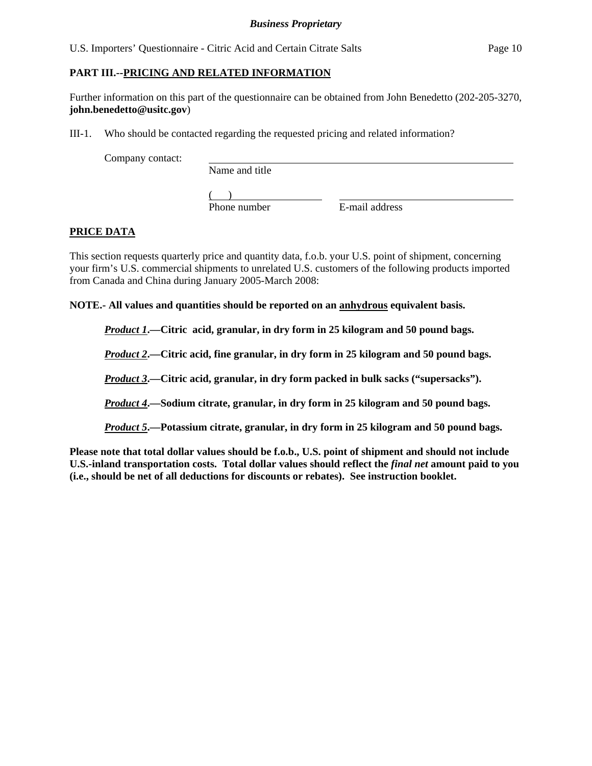## PART III.--PRICING AND RELATED INFORMATION

Further information on this part of the questionnaire can be obtained from John Benedetto (202-205-3270, **john.benedetto@usitc.gov**)

III-1. Who should be contacted regarding the requested pricing and related information?

Company contact: ______________________________________________
Name and title

( ) ____________________ ______________________________
Phone number E-mail address

### PRICE DATA

This section requests quarterly price and quantity data, f.o.b. your U.S. point of shipment, concerning your firm's U.S. commercial shipments to unrelated U.S. customers of the following products imported from Canada and China during January 2005-March 2008:

**NOTE.- All values and quantities should be reported on an anhydrous equivalent basis.**

***Product 1*.—Citric acid, granular, in dry form in 25 kilogram and 50 pound bags.**

***Product 2*.—Citric acid, fine granular, in dry form in 25 kilogram and 50 pound bags.**

***Product 3*.—Citric acid, granular, in dry form packed in bulk sacks ("supersacks").**

***Product 4*.—Sodium citrate, granular, in dry form in 25 kilogram and 50 pound bags.**

***Product 5*.—Potassium citrate, granular, in dry form in 25 kilogram and 50 pound bags.**

**Please note that total dollar values should be f.o.b., U.S. point of shipment and should not include U.S.-inland transportation costs. Total dollar values should reflect the *final net* amount paid to you (i.e., should be net of all deductions for discounts or rebates). See instruction booklet.**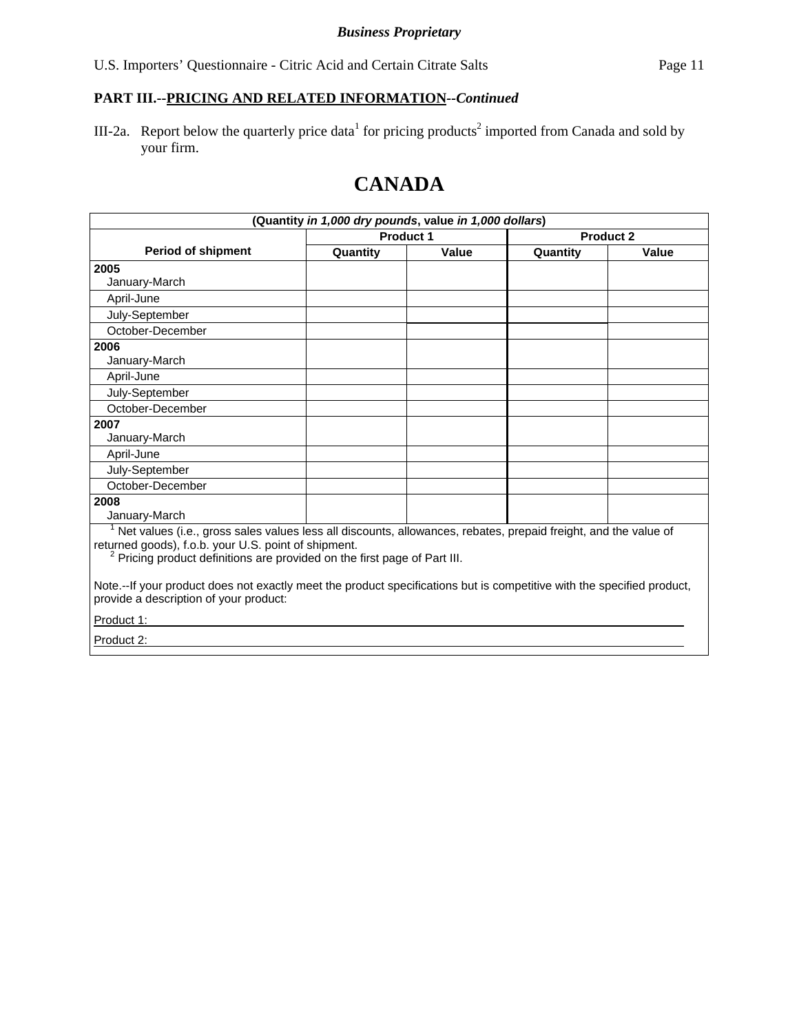*Business Proprietary*

## PART III.--PRICING AND RELATED INFORMATION--*Continued*

III-2a. Report below the quarterly price data[1] for pricing products[2] imported from Canada and sold by your firm.

# CANADA

| (Quantity *in 1,000 dry pounds*, value *in 1,000 dollars*) | | | | |
|---|---|---|---|---|
| Period of shipment | Product 1 | | Product 2 | |
| | Quantity | Value | Quantity | Value |
| **2005** January-March | | | | |
| April-June | | | | |
| July-September | | | | |
| October-December | | | | |
| **2006** January-March | | | | |
| April-June | | | | |
| July-September | | | | |
| October-December | | | | |
| **2007** January-March | | | | |
| April-June | | | | |
| July-September | | | | |
| October-December | | | | |
| **2008** January-March | | | | |

[1] Net values (i.e., gross sales values less all discounts, allowances, rebates, prepaid freight, and the value of returned goods), f.o.b. your U.S. point of shipment.
[2] Pricing product definitions are provided on the first page of Part III.

Note.--If your product does not exactly meet the product specifications but is competitive with the specified product, provide a description of your product:

Product 1: \_\_\_\_\_\_\_\_\_\_\_\_\_\_\_\_\_\_\_\_\_\_\_\_\_\_\_\_\_\_

Product 2: \_\_\_\_\_\_\_\_\_\_\_\_\_\_\_\_\_\_\_\_\_\_\_\_\_\_\_\_\_\_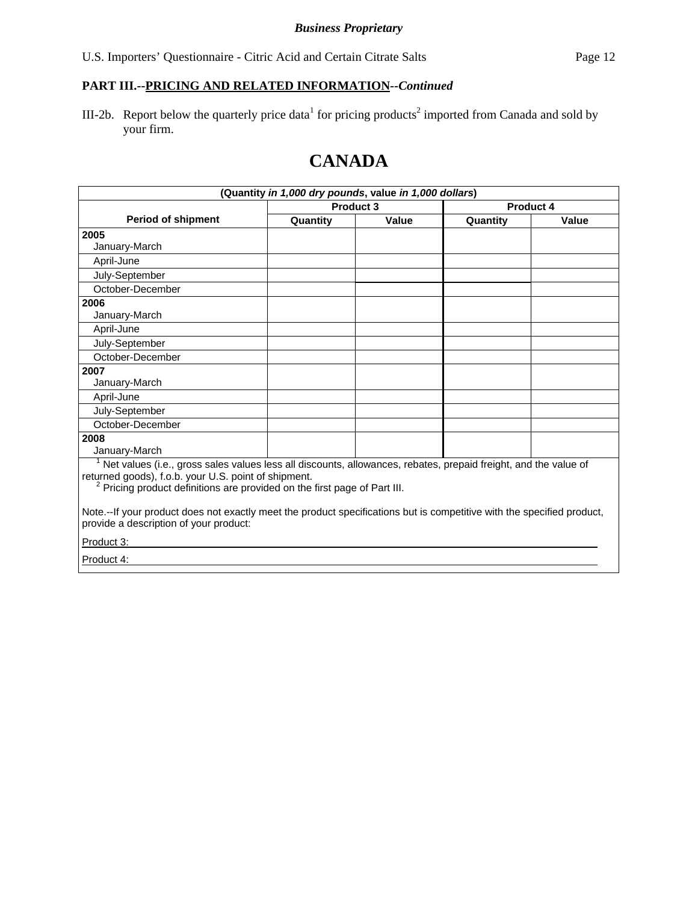**PART III.--PRICING AND RELATED INFORMATION--*Continued***

III-2b. Report below the quarterly price data[1] for pricing products[2] imported from Canada and sold by your firm.

# CANADA

| (Quantity *in 1,000 dry pounds*, value *in 1,000 dollars*) | | | | |
|---|---|---|---|---|
| Period of shipment | Product 3 | | Product 4 | |
| | Quantity | Value | Quantity | Value |
| **2005** January-March | | | | |
| April-June | | | | |
| July-September | | | | |
| October-December | | | | |
| **2006** January-March | | | | |
| April-June | | | | |
| July-September | | | | |
| October-December | | | | |
| **2007** January-March | | | | |
| April-June | | | | |
| July-September | | | | |
| October-December | | | | |
| **2008** January-March | | | | |

[1] Net values (i.e., gross sales values less all discounts, allowances, rebates, prepaid freight, and the value of returned goods), f.o.b. your U.S. point of shipment.

[2] Pricing product definitions are provided on the first page of Part III.

Note.--If your product does not exactly meet the product specifications but is competitive with the specified product, provide a description of your product:

Product 3: \_\_\_\_\_\_\_\_\_\_\_\_\_\_\_\_\_\_\_\_\_\_\_\_\_\_\_\_\_\_

Product 4: \_\_\_\_\_\_\_\_\_\_\_\_\_\_\_\_\_\_\_\_\_\_\_\_\_\_\_\_\_\_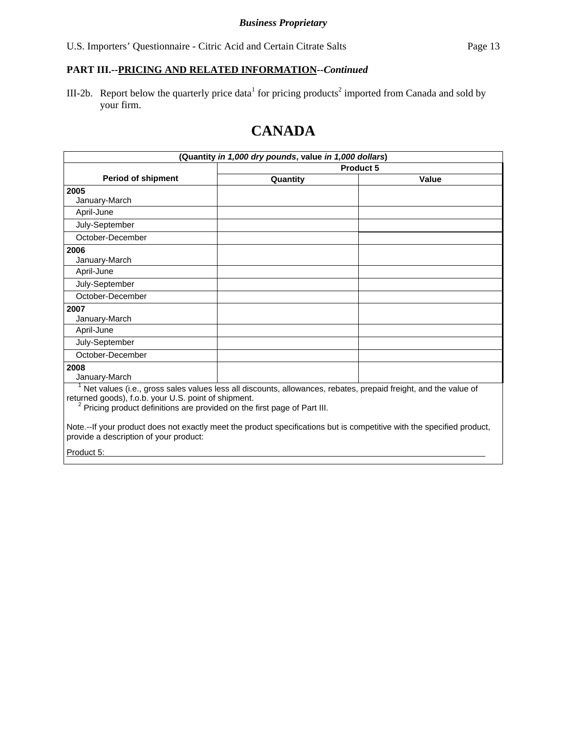*Business Proprietary*

U.S. Importers' Questionnaire - Citric Acid and Certain Citrate Salts

**PART III.--PRICING AND RELATED INFORMATION--*Continued***

III-2b. Report below the quarterly price data[1] for pricing products[2] imported from Canada and sold by your firm.

# CANADA

| (Quantity *in 1,000 dry pounds*, value *in 1,000 dollars*) | | |
|---|---|---|
| Period of shipment | Product 5 | |
| | Quantity | Value |
| **2005** January-March | | |
| April-June | | |
| July-September | | |
| October-December | | |
| **2006** January-March | | |
| April-June | | |
| July-September | | |
| October-December | | |
| **2007** January-March | | |
| April-June | | |
| July-September | | |
| October-December | | |
| **2008** January-March | | |

[1] Net values (i.e., gross sales values less all discounts, allowances, rebates, prepaid freight, and the value of returned goods), f.o.b. your U.S. point of shipment.

[2] Pricing product definitions are provided on the first page of Part III.

Note.--If your product does not exactly meet the product specifications but is competitive with the specified product, provide a description of your product:

Product 5: ______________________________________________________________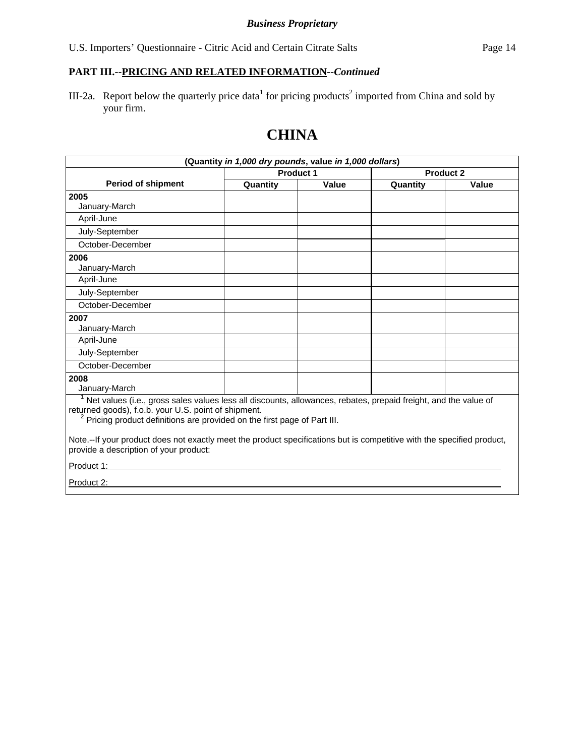***Business Proprietary***

**PART III.--PRICING AND RELATED INFORMATION--*Continued***

III-2a. Report below the quarterly price data[1] for pricing products[2] imported from China and sold by your firm.

# CHINA

| (Quantity *in 1,000 dry pounds*, value *in 1,000 dollars*) | | | | |
|---|---|---|---|---|
| Period of shipment | Product 1 | | Product 2 | |
| | Quantity | Value | Quantity | Value |
| **2005** January-March | | | | |
| April-June | | | | |
| July-September | | | | |
| October-December | | | | |
| **2006** January-March | | | | |
| April-June | | | | |
| July-September | | | | |
| October-December | | | | |
| **2007** January-March | | | | |
| April-June | | | | |
| July-September | | | | |
| October-December | | | | |
| **2008** January-March | | | | |

[1] Net values (i.e., gross sales values less all discounts, allowances, rebates, prepaid freight, and the value of returned goods), f.o.b. your U.S. point of shipment.

[2] Pricing product definitions are provided on the first page of Part III.

Note.--If your product does not exactly meet the product specifications but is competitive with the specified product, provide a description of your product:

Product 1: ______________________________________________________________

Product 2: ______________________________________________________________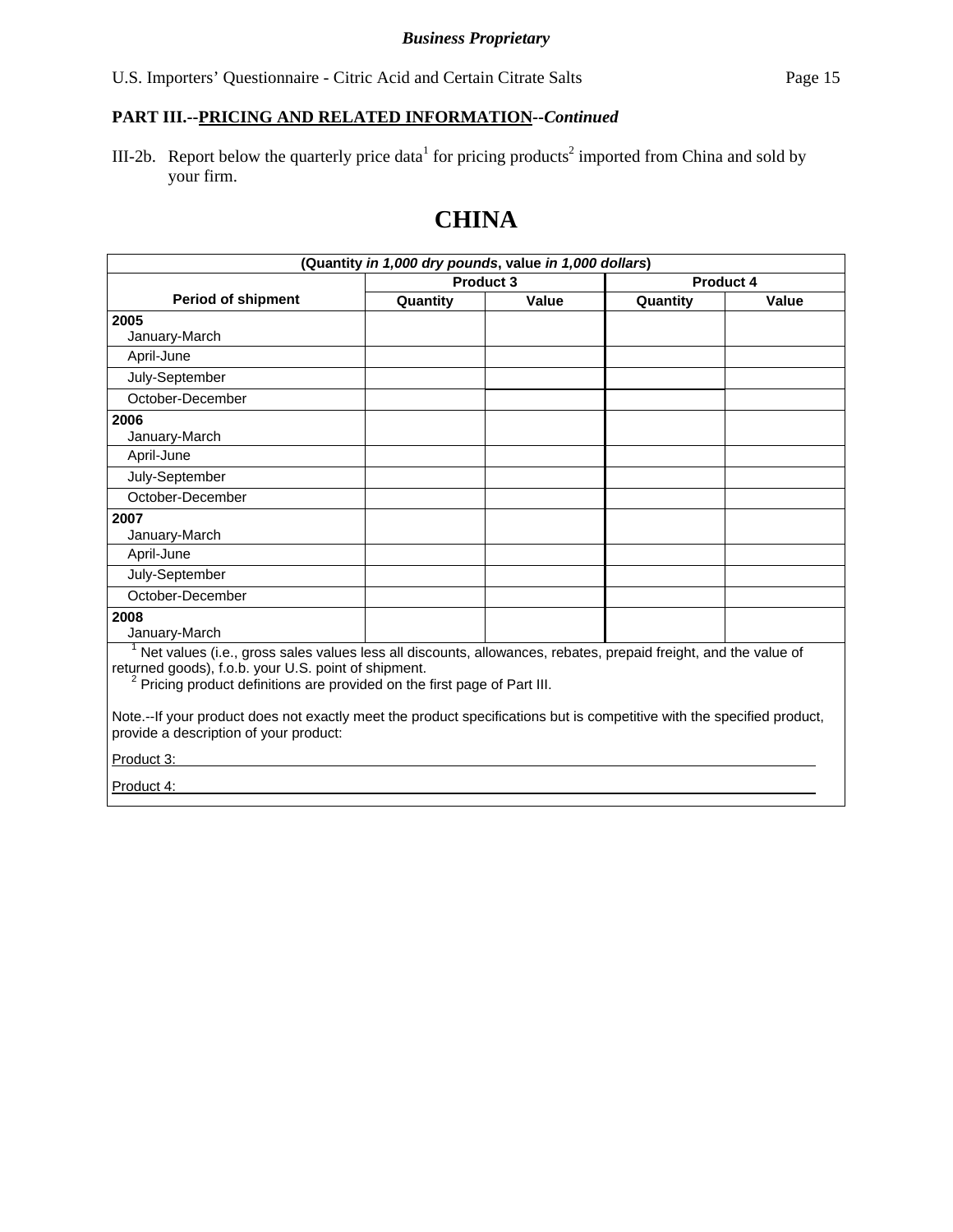*Business Proprietary*

U.S. Importers' Questionnaire - Citric Acid and Certain Citrate Salts

**PART III.--PRICING AND RELATED INFORMATION--*Continued***

III-2b. Report below the quarterly price data[1] for pricing products[2] imported from China and sold by your firm.

# CHINA

| (Quantity *in 1,000 dry pounds*, value *in 1,000 dollars*) | | | | |
|---|---|---|---|---|
| **Period of shipment** | **Product 3** | | **Product 4** | |
| | **Quantity** | **Value** | **Quantity** | **Value** |
| **2005** January-March | | | | |
| April-June | | | | |
| July-September | | | | |
| October-December | | | | |
| **2006** January-March | | | | |
| April-June | | | | |
| July-September | | | | |
| October-December | | | | |
| **2007** January-March | | | | |
| April-June | | | | |
| July-September | | | | |
| October-December | | | | |
| **2008** January-March | | | | |

[1] Net values (i.e., gross sales values less all discounts, allowances, rebates, prepaid freight, and the value of returned goods), f.o.b. your U.S. point of shipment.

[2] Pricing product definitions are provided on the first page of Part III.

Note.--If your product does not exactly meet the product specifications but is competitive with the specified product, provide a description of your product:

Product 3: ______________________________________________________________

Product 4: ______________________________________________________________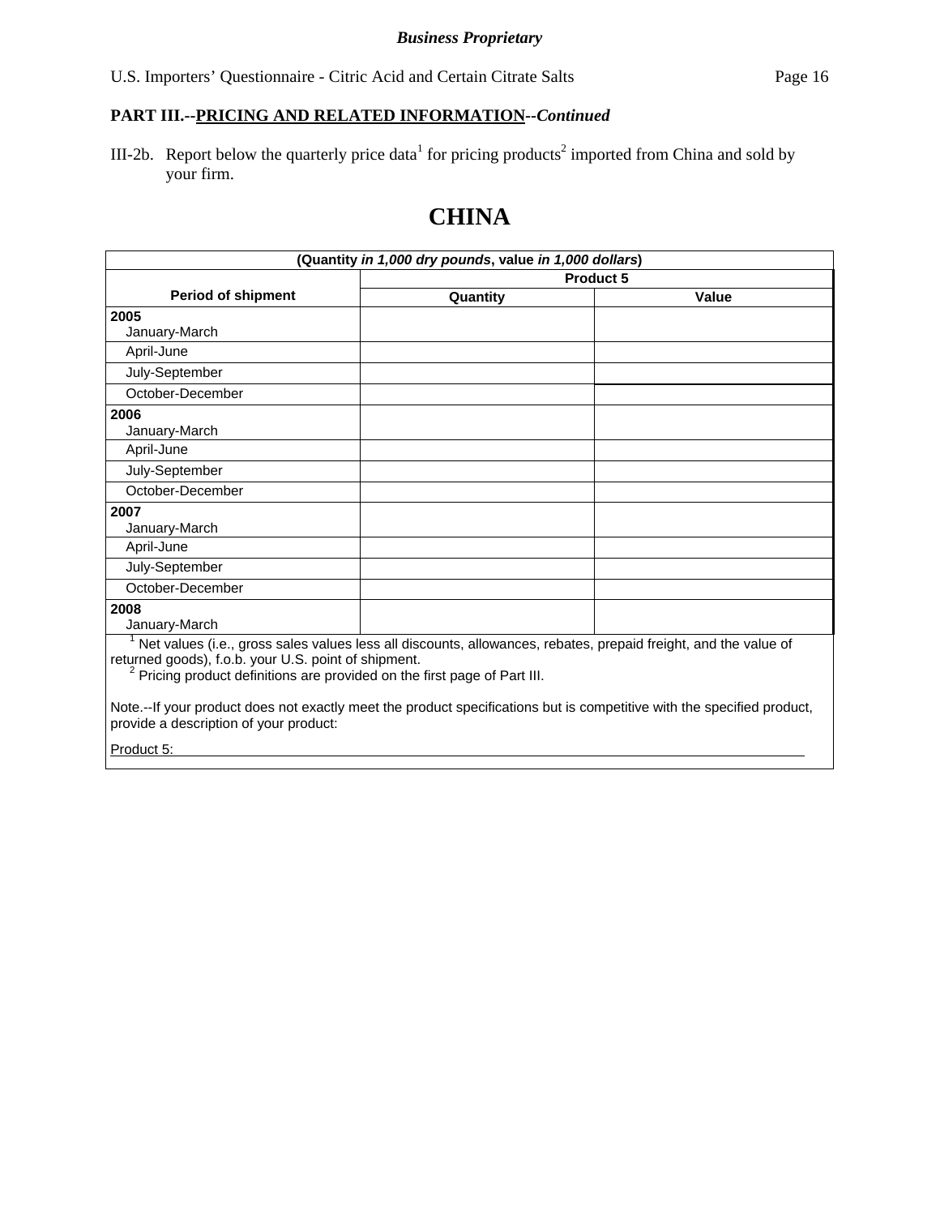**Business Proprietary**

**PART III.--PRICING AND RELATED INFORMATION--*Continued***

III-2b. Report below the quarterly price data[1] for pricing products[2] imported from China and sold by your firm.

# CHINA

| (Quantity *in 1,000 dry pounds*, value *in 1,000 dollars*) | | |
|---|---|---|
| Period of shipment | Product 5 | |
| | Quantity | Value |
| **2005** January-March | | |
| April-June | | |
| July-September | | |
| October-December | | |
| **2006** January-March | | |
| April-June | | |
| July-September | | |
| October-December | | |
| **2007** January-March | | |
| April-June | | |
| July-September | | |
| October-December | | |
| **2008** January-March | | |

[1] Net values (i.e., gross sales values less all discounts, allowances, rebates, prepaid freight, and the value of returned goods), f.o.b. your U.S. point of shipment.

[2] Pricing product definitions are provided on the first page of Part III.

Note.--If your product does not exactly meet the product specifications but is competitive with the specified product, provide a description of your product:

Product 5: ______________________________________________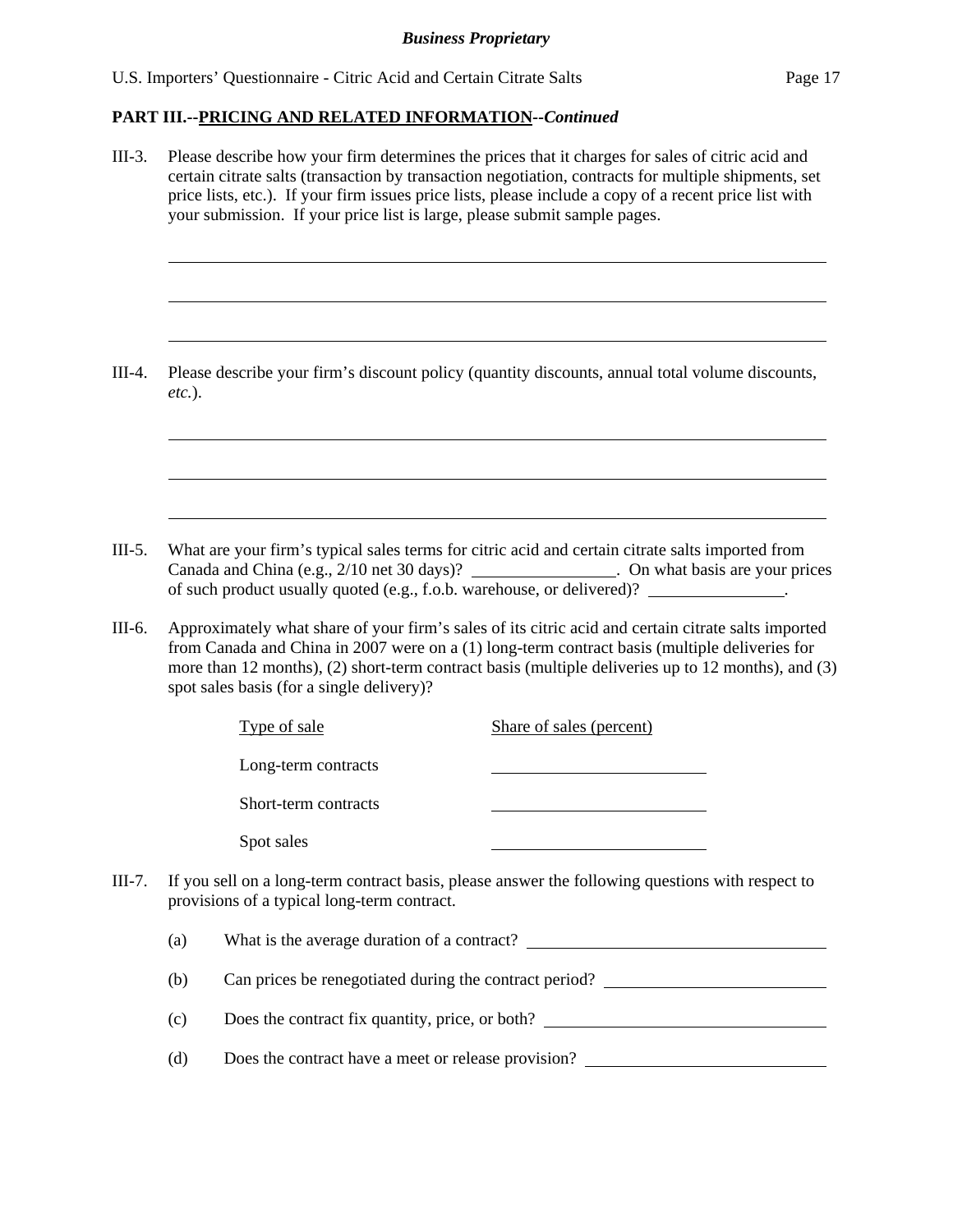## PART III.--PRICING AND RELATED INFORMATION--*Continued*

III-3. Please describe how your firm determines the prices that it charges for sales of citric acid and certain citrate salts (transaction by transaction negotiation, contracts for multiple shipments, set price lists, etc.). If your firm issues price lists, please include a copy of a recent price list with your submission. If your price list is large, please submit sample pages.

\_\_\_\_\_\_\_\_\_\_\_\_\_\_\_\_\_\_\_\_\_\_\_\_\_\_\_\_\_\_\_\_\_\_\_\_\_\_\_\_\_\_\_\_\_\_\_\_\_\_\_\_\_\_\_\_\_\_\_\_\_\_\_\_\_\_\_\_\_\_

\_\_\_\_\_\_\_\_\_\_\_\_\_\_\_\_\_\_\_\_\_\_\_\_\_\_\_\_\_\_\_\_\_\_\_\_\_\_\_\_\_\_\_\_\_\_\_\_\_\_\_\_\_\_\_\_\_\_\_\_\_\_\_\_\_\_\_\_\_\_

\_\_\_\_\_\_\_\_\_\_\_\_\_\_\_\_\_\_\_\_\_\_\_\_\_\_\_\_\_\_\_\_\_\_\_\_\_\_\_\_\_\_\_\_\_\_\_\_\_\_\_\_\_\_\_\_\_\_\_\_\_\_\_\_\_\_\_\_\_\_

III-4. Please describe your firm's discount policy (quantity discounts, annual total volume discounts, *etc.*).

\_\_\_\_\_\_\_\_\_\_\_\_\_\_\_\_\_\_\_\_\_\_\_\_\_\_\_\_\_\_\_\_\_\_\_\_\_\_\_\_\_\_\_\_\_\_\_\_\_\_\_\_\_\_\_\_\_\_\_\_\_\_\_\_\_\_\_\_\_\_

\_\_\_\_\_\_\_\_\_\_\_\_\_\_\_\_\_\_\_\_\_\_\_\_\_\_\_\_\_\_\_\_\_\_\_\_\_\_\_\_\_\_\_\_\_\_\_\_\_\_\_\_\_\_\_\_\_\_\_\_\_\_\_\_\_\_\_\_\_\_

\_\_\_\_\_\_\_\_\_\_\_\_\_\_\_\_\_\_\_\_\_\_\_\_\_\_\_\_\_\_\_\_\_\_\_\_\_\_\_\_\_\_\_\_\_\_\_\_\_\_\_\_\_\_\_\_\_\_\_\_\_\_\_\_\_\_\_\_\_\_

III-5. What are your firm's typical sales terms for citric acid and certain citrate salts imported from Canada and China (e.g., 2/10 net 30 days)? \_\_\_\_\_\_\_\_\_\_\_\_\_\_\_\_. On what basis are your prices of such product usually quoted (e.g., f.o.b. warehouse, or delivered)? \_\_\_\_\_\_\_\_\_\_\_\_\_\_\_\_.

III-6. Approximately what share of your firm's sales of its citric acid and certain citrate salts imported from Canada and China in 2007 were on a (1) long-term contract basis (multiple deliveries for more than 12 months), (2) short-term contract basis (multiple deliveries up to 12 months), and (3) spot sales basis (for a single delivery)?

| Type of sale | Share of sales (percent) |
|---|---|
| Long-term contracts | |
| Short-term contracts | |
| Spot sales | |

III-7. If you sell on a long-term contract basis, please answer the following questions with respect to provisions of a typical long-term contract.

(a) What is the average duration of a contract? \_\_\_\_\_\_\_\_\_\_\_\_\_\_\_\_\_\_\_\_\_\_\_\_

(b) Can prices be renegotiated during the contract period? \_\_\_\_\_\_\_\_\_\_\_\_\_\_\_\_\_\_\_\_\_\_\_\_

(c) Does the contract fix quantity, price, or both? \_\_\_\_\_\_\_\_\_\_\_\_\_\_\_\_\_\_\_\_\_\_\_\_

(d) Does the contract have a meet or release provision? \_\_\_\_\_\_\_\_\_\_\_\_\_\_\_\_\_\_\_\_\_\_\_\_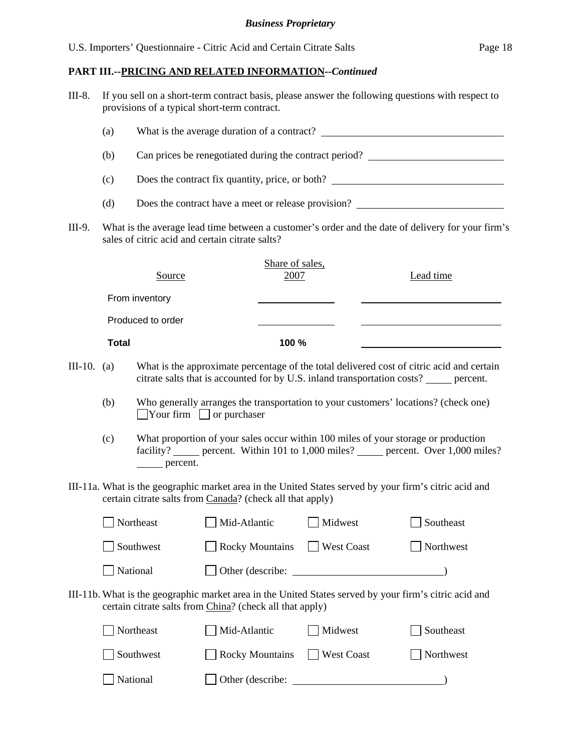## PART III.--PRICING AND RELATED INFORMATION--*Continued*

III-8. If you sell on a short-term contract basis, please answer the following questions with respect to provisions of a typical short-term contract.

(a) What is the average duration of a contract? ______________________

(b) Can prices be renegotiated during the contract period? ______________________

(c) Does the contract fix quantity, price, or both? ______________________

(d) Does the contract have a meet or release provision? ______________________

III-9. What is the average lead time between a customer's order and the date of delivery for your firm's sales of citric acid and certain citrate salts?

| Source | Share of sales, 2007 | Lead time |
|---|---|---|
| From inventory | ______ | ______ |
| Produced to order | ______ | ______ |
| **Total** | **100 %** | ______ |

III-10. (a) What is the approximate percentage of the total delivered cost of citric acid and certain citrate salts that is accounted for by U.S. inland transportation costs? _____ percent.

(b) Who generally arranges the transportation to your customers' locations? (check one)
☐ Your firm ☐ or purchaser

(c) What proportion of your sales occur within 100 miles of your storage or production facility? _____ percent. Within 101 to 1,000 miles? _____ percent. Over 1,000 miles? _____ percent.

III-11a. What is the geographic market area in the United States served by your firm's citric acid and certain citrate salts from Canada? (check all that apply)

☐ Northeast ☐ Mid-Atlantic ☐ Midwest ☐ Southeast

☐ Southwest ☐ Rocky Mountains ☐ West Coast ☐ Northwest

☐ National ☐ Other (describe: ______________________)

III-11b. What is the geographic market area in the United States served by your firm's citric acid and certain citrate salts from China? (check all that apply)

☐ Northeast ☐ Mid-Atlantic ☐ Midwest ☐ Southeast

☐ Southwest ☐ Rocky Mountains ☐ West Coast ☐ Northwest

☐ National ☐ Other (describe: ______________________)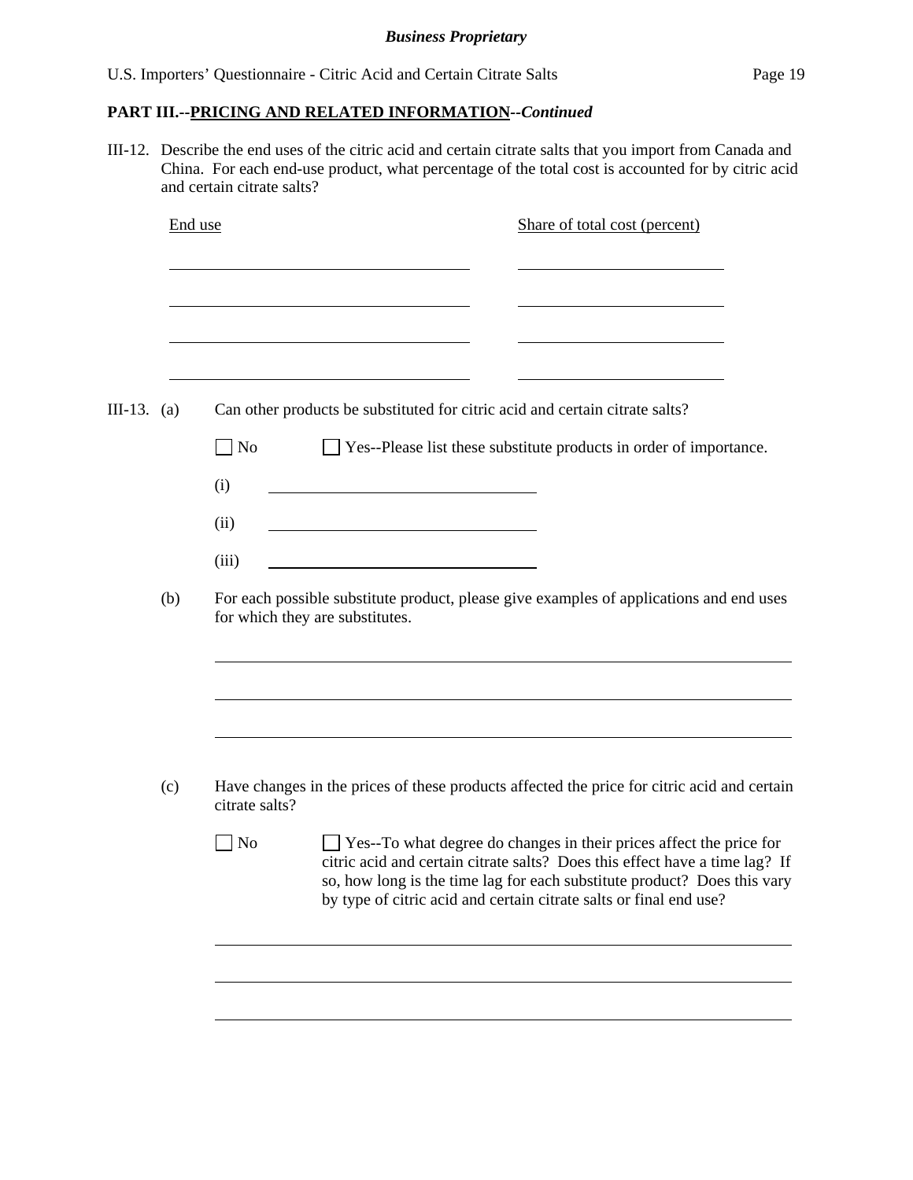## PART III.--PRICING AND RELATED INFORMATION--*Continued*

III-12. Describe the end uses of the citric acid and certain citrate salts that you import from Canada and China. For each end-use product, what percentage of the total cost is accounted for by citric acid and certain citrate salts?

| End use | Share of total cost (percent) |
|---|---|
| | |
| | |
| | |
| | |

III-13. (a) Can other products be substituted for citric acid and certain citrate salts?

☐ No ☐ Yes--Please list these substitute products in order of importance.

(i) \_\_\_\_\_\_\_\_\_\_\_\_\_\_\_\_\_\_\_\_

(ii) \_\_\_\_\_\_\_\_\_\_\_\_\_\_\_\_\_\_\_\_

(iii) \_\_\_\_\_\_\_\_\_\_\_\_\_\_\_\_\_\_\_\_

(b) For each possible substitute product, please give examples of applications and end uses for which they are substitutes.

\_\_\_\_\_\_\_\_\_\_\_\_\_\_\_\_\_\_\_\_\_\_\_\_\_\_\_\_\_\_\_\_\_\_\_\_\_\_\_\_

\_\_\_\_\_\_\_\_\_\_\_\_\_\_\_\_\_\_\_\_\_\_\_\_\_\_\_\_\_\_\_\_\_\_\_\_\_\_\_\_

\_\_\_\_\_\_\_\_\_\_\_\_\_\_\_\_\_\_\_\_\_\_\_\_\_\_\_\_\_\_\_\_\_\_\_\_\_\_\_\_

(c) Have changes in the prices of these products affected the price for citric acid and certain citrate salts?

☐ No ☐ Yes--To what degree do changes in their prices affect the price for citric acid and certain citrate salts? Does this effect have a time lag? If so, how long is the time lag for each substitute product? Does this vary by type of citric acid and certain citrate salts or final end use?

\_\_\_\_\_\_\_\_\_\_\_\_\_\_\_\_\_\_\_\_\_\_\_\_\_\_\_\_\_\_\_\_\_\_\_\_\_\_\_\_

\_\_\_\_\_\_\_\_\_\_\_\_\_\_\_\_\_\_\_\_\_\_\_\_\_\_\_\_\_\_\_\_\_\_\_\_\_\_\_\_

\_\_\_\_\_\_\_\_\_\_\_\_\_\_\_\_\_\_\_\_\_\_\_\_\_\_\_\_\_\_\_\_\_\_\_\_\_\_\_\_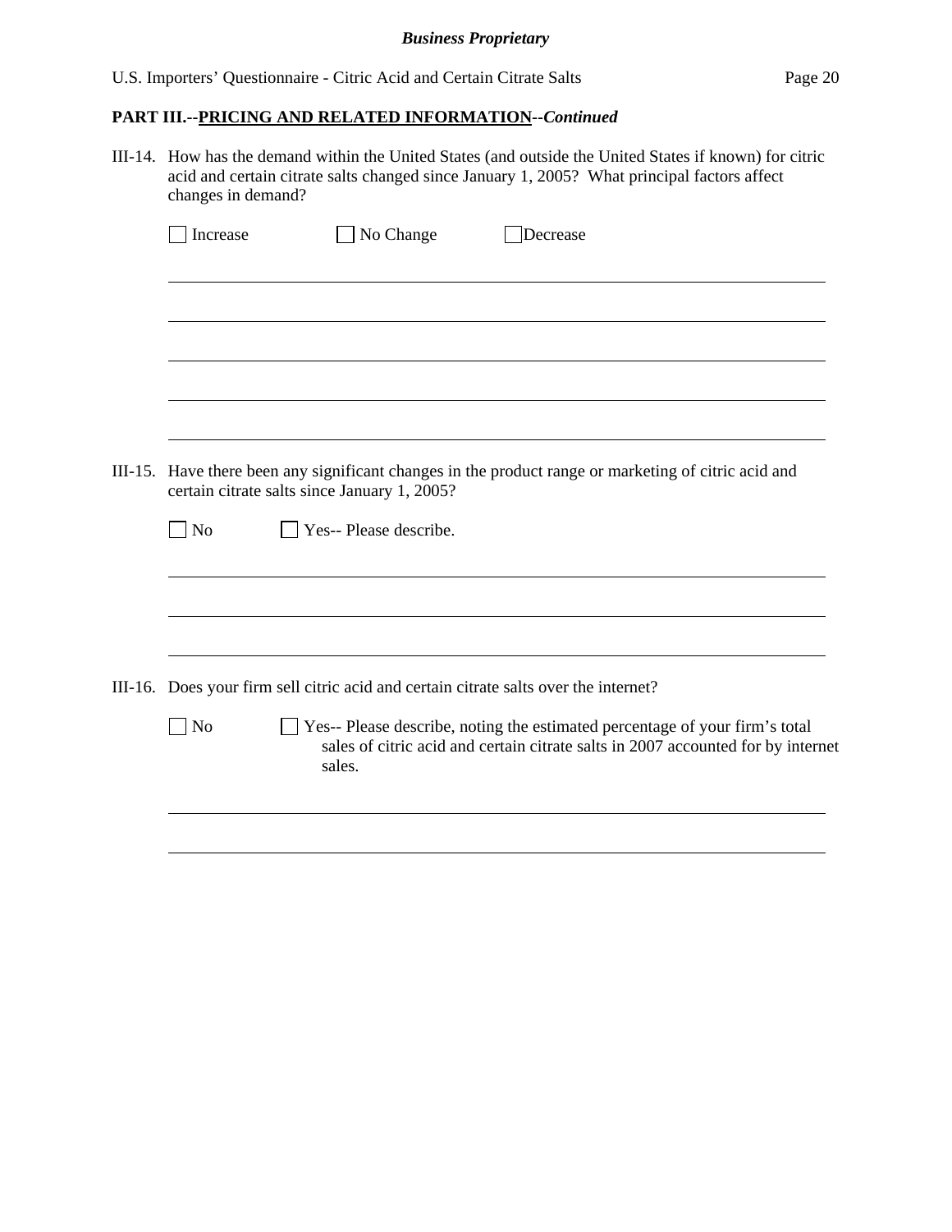## PART III.--PRICING AND RELATED INFORMATION--*Continued*

III-14. How has the demand within the United States (and outside the United States if known) for citric acid and certain citrate salts changed since January 1, 2005? What principal factors affect changes in demand?

☐ Increase ☐ No Change ☐ Decrease

______________________________________________________________________

______________________________________________________________________

______________________________________________________________________

______________________________________________________________________

______________________________________________________________________

III-15. Have there been any significant changes in the product range or marketing of citric acid and certain citrate salts since January 1, 2005?

☐ No ☐ Yes-- Please describe.

______________________________________________________________________

______________________________________________________________________

______________________________________________________________________

III-16. Does your firm sell citric acid and certain citrate salts over the internet?

☐ No ☐ Yes-- Please describe, noting the estimated percentage of your firm's total sales of citric acid and certain citrate salts in 2007 accounted for by internet sales.

______________________________________________________________________

______________________________________________________________________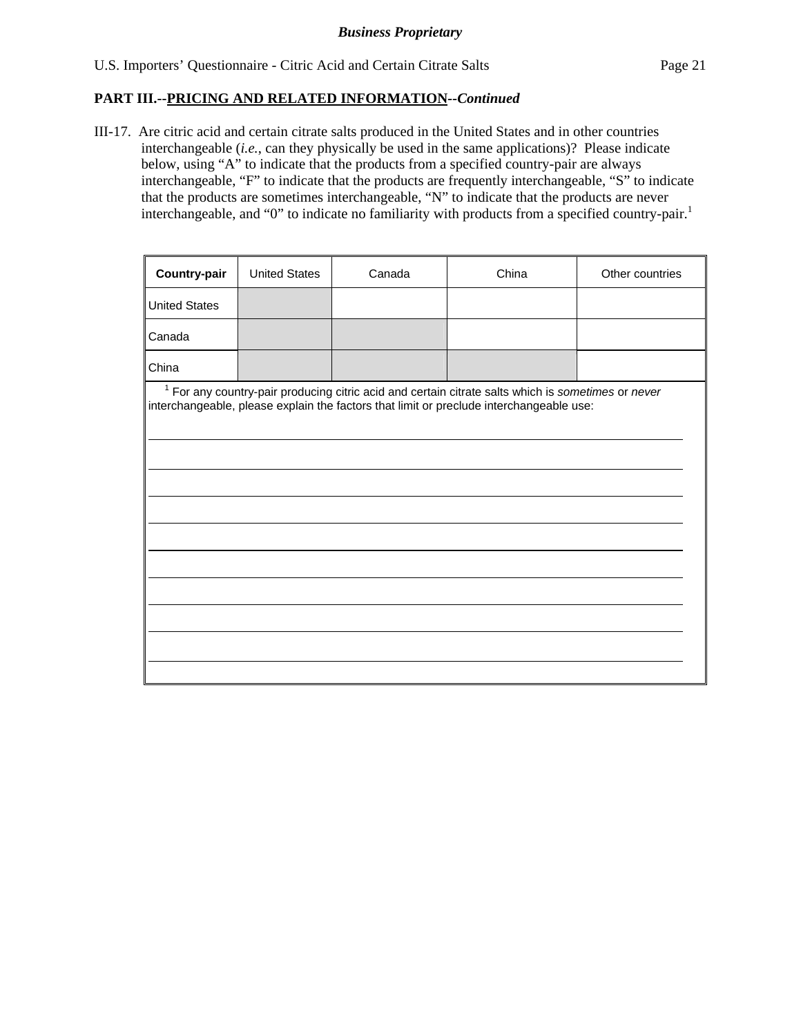**PART III.--PRICING AND RELATED INFORMATION--*Continued***

III-17. Are citric acid and certain citrate salts produced in the United States and in other countries interchangeable (*i.e.*, can they physically be used in the same applications)? Please indicate below, using "A" to indicate that the products from a specified country-pair are always interchangeable, "F" to indicate that the products are frequently interchangeable, "S" to indicate that the products are sometimes interchangeable, "N" to indicate that the products are never interchangeable, and "0" to indicate no familiarity with products from a specified country-pair.[1]

| **Country-pair** | United States | Canada | China | Other countries |
|---|---|---|---|---|
| United States | | | | |
| Canada | | | | |
| China | | | | |

[1] For any country-pair producing citric acid and certain citrate salts which is *sometimes* or *never* interchangeable, please explain the factors that limit or preclude interchangeable use:

___

___

___

___

___

___

___

___

___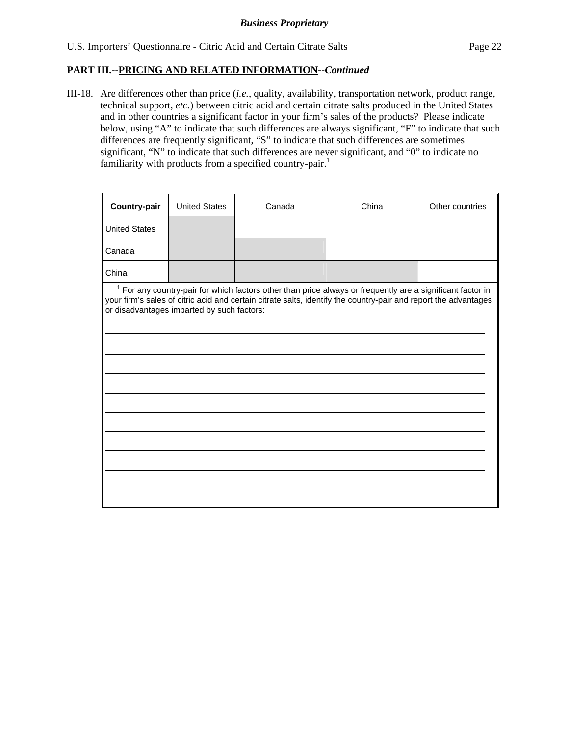**PART III.--PRICING AND RELATED INFORMATION--*Continued***

III-18. Are differences other than price (*i.e.*, quality, availability, transportation network, product range, technical support, *etc.*) between citric acid and certain citrate salts produced in the United States and in other countries a significant factor in your firm's sales of the products? Please indicate below, using "A" to indicate that such differences are always significant, "F" to indicate that such differences are frequently significant, "S" to indicate that such differences are sometimes significant, "N" to indicate that such differences are never significant, and "0" to indicate no familiarity with products from a specified country-pair.[1]

| Country-pair | United States | Canada | China | Other countries |
|---|---|---|---|---|
| United States | | | | |
| Canada | | | | |
| China | | | | |

[1] For any country-pair for which factors other than price always or frequently are a significant factor in your firm's sales of citric acid and certain citrate salts, identify the country-pair and report the advantages or disadvantages imparted by such factors:

______________________________________________________________________

______________________________________________________________________

______________________________________________________________________

______________________________________________________________________

______________________________________________________________________

______________________________________________________________________

______________________________________________________________________

______________________________________________________________________

______________________________________________________________________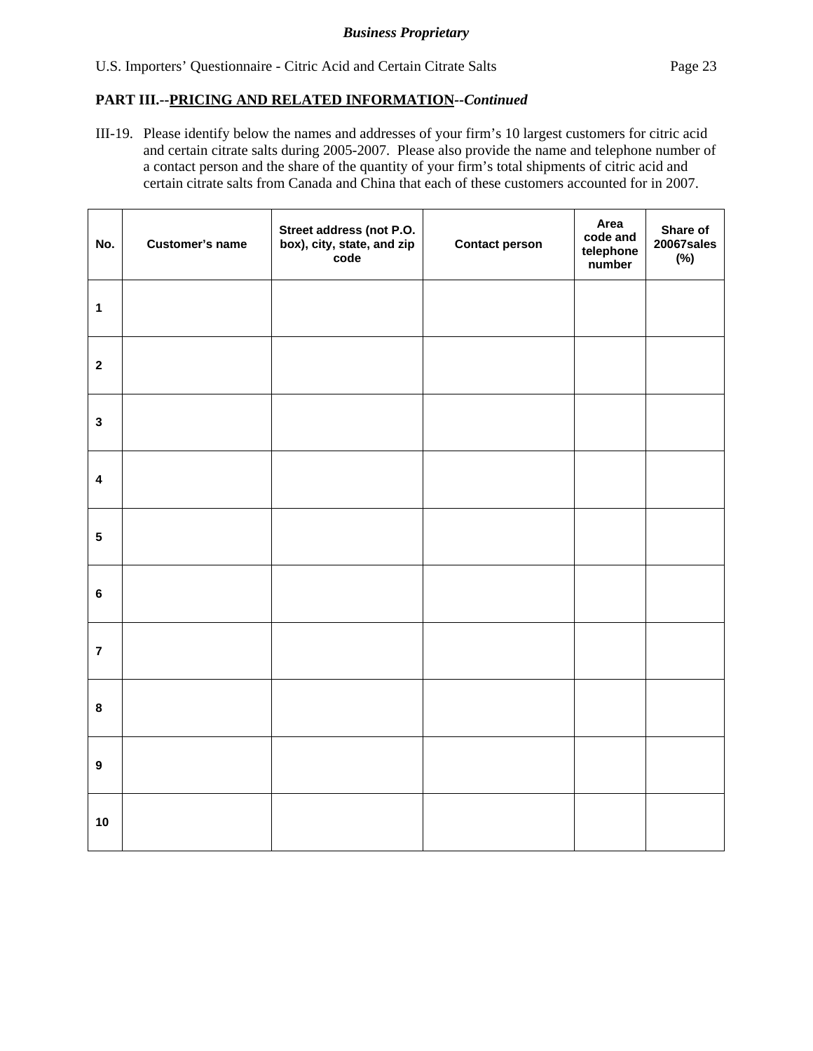**PART III.--PRICING AND RELATED INFORMATION--*Continued***

III-19. Please identify below the names and addresses of your firm's 10 largest customers for citric acid and certain citrate salts during 2005-2007. Please also provide the name and telephone number of a contact person and the share of the quantity of your firm's total shipments of citric acid and certain citrate salts from Canada and China that each of these customers accounted for in 2007.

| No. | Customer's name | Street address (not P.O. box), city, state, and zip code | Contact person | Area code and telephone number | Share of 20067sales (%) |
|---|---|---|---|---|---|
| 1 | | | | | |
| 2 | | | | | |
| 3 | | | | | |
| 4 | | | | | |
| 5 | | | | | |
| 6 | | | | | |
| 7 | | | | | |
| 8 | | | | | |
| 9 | | | | | |
| 10 | | | | | |